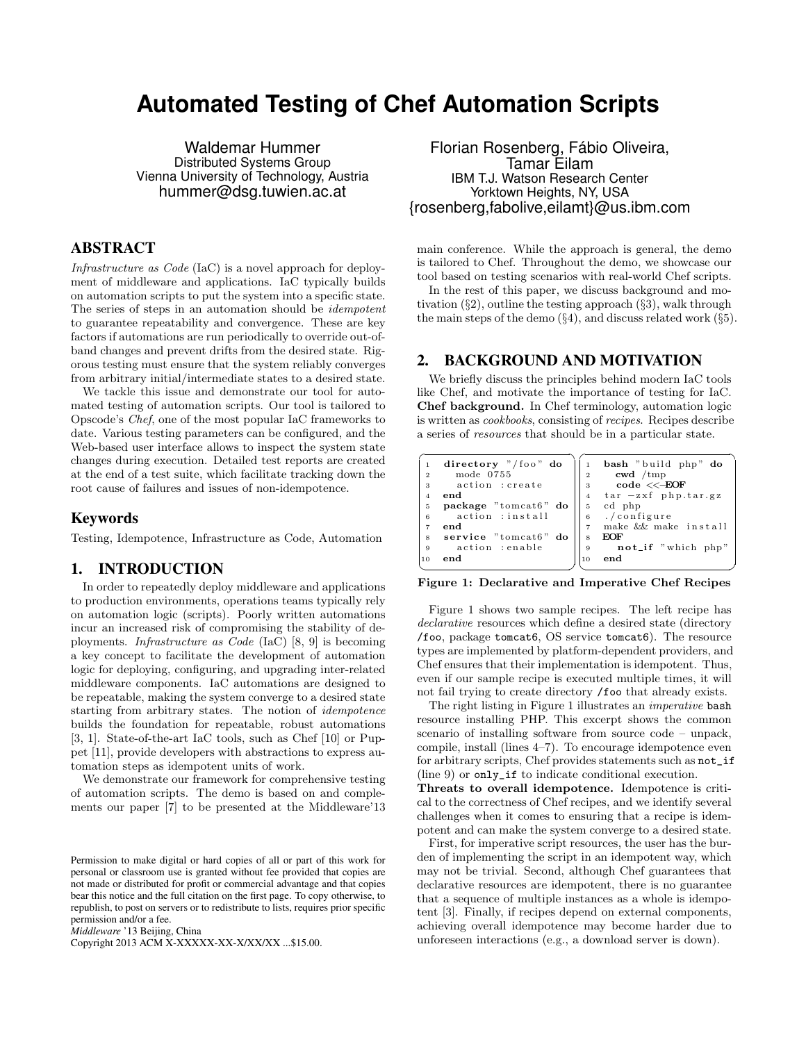# Automated Testing of Chef Automation Scripts

Waldemar Hummer
Distributed Systems Group
Vienna University of Technology, Austria
hummer@dsg.tuwien.ac.at

Florian Rosenberg, Fábio Oliveira, Tamar Eilam
IBM T.J. Watson Research Center
Yorktown Heights, NY, USA
{rosenberg,fabolive,eilamt}@us.ibm.com

## ABSTRACT

*Infrastructure as Code* (IaC) is a novel approach for deployment of middleware and applications. IaC typically builds on automation scripts to put the system into a specific state. The series of steps in an automation should be *idempotent* to guarantee repeatability and convergence. These are key factors if automations are run periodically to override out-of-band changes and prevent drifts from the desired state. Rigorous testing must ensure that the system reliably converges from arbitrary initial/intermediate states to a desired state.

We tackle this issue and demonstrate our tool for automated testing of automation scripts. Our tool is tailored to Opscode's *Chef*, one of the most popular IaC frameworks to date. Various testing parameters can be configured, and the Web-based user interface allows to inspect the system state changes during execution. Detailed test reports are created at the end of a test suite, which facilitate tracking down the root cause of failures and issues of non-idempotence.

## Keywords

Testing, Idempotence, Infrastructure as Code, Automation

## 1. INTRODUCTION

In order to repeatedly deploy middleware and applications to production environments, operations teams typically rely on automation logic (scripts). Poorly written automations incur an increased risk of compromising the stability of deployments. *Infrastructure as Code* (IaC) [8, 9] is becoming a key concept to facilitate the development of automation logic for deploying, configuring, and upgrading inter-related middleware components. IaC automations are designed to be repeatable, making the system converge to a desired state starting from arbitrary states. The notion of *idempotence* builds the foundation for repeatable, robust automations [3, 1]. State-of-the-art IaC tools, such as Chef [10] or Puppet [11], provide developers with abstractions to express automation steps as idempotent units of work.

We demonstrate our framework for comprehensive testing of automation scripts. The demo is based on and complements our paper [7] to be presented at the Middleware'13 main conference. While the approach is general, the demo is tailored to Chef. Throughout the demo, we showcase our tool based on testing scenarios with real-world Chef scripts.

In the rest of this paper, we discuss background and motivation (§2), outline the testing approach (§3), walk through the main steps of the demo (§4), and discuss related work (§5).

Permission to make digital or hard copies of all or part of this work for personal or classroom use is granted without fee provided that copies are not made or distributed for profit or commercial advantage and that copies bear this notice and the full citation on the first page. To copy otherwise, to republish, to post on servers or to redistribute to lists, requires prior specific permission and/or a fee.
*Middleware* '13 Beijing, China
Copyright 2013 ACM X-XXXXX-XX-X/XX/XX ...$15.00.

## 2. BACKGROUND AND MOTIVATION

We briefly discuss the principles behind modern IaC tools like Chef, and motivate the importance of testing for IaC.

**Chef background.** In Chef terminology, automation logic is written as *cookbooks*, consisting of *recipes*. Recipes describe a series of *resources* that should be in a particular state.

```
1  directory "/foo" do
2    mode 0755
3    action :create
4  end
5  package "tomcat6" do
6    action :install
7  end
8  service "tomcat6" do
9    action :enable
10 end
```

```
1  bash "build php" do
2    cwd /tmp
3    code <<-EOF
4  tar -zxf php.tar.gz
5  cd php
6  ./configure
7  make && make install
8  EOF
9    not_if "which php"
10 end
```

**Figure 1: Declarative and Imperative Chef Recipes**

Figure 1 shows two sample recipes. The left recipe has *declarative* resources which define a desired state (directory /foo, package tomcat6, OS service tomcat6). The resource types are implemented by platform-dependent providers, and Chef ensures that their implementation is idempotent. Thus, even if our sample recipe is executed multiple times, it will not fail trying to create directory /foo that already exists.

The right listing in Figure 1 illustrates an *imperative* bash resource installing PHP. This excerpt shows the common scenario of installing software from source code – unpack, compile, install (lines 4–7). To encourage idempotence even for arbitrary scripts, Chef provides statements such as not_if (line 9) or only_if to indicate conditional execution.

**Threats to overall idempotence.** Idempotence is critical to the correctness of Chef recipes, and we identify several challenges when it comes to ensuring that a recipe is idempotent and can make the system converge to a desired state.

First, for imperative script resources, the user has the burden of implementing the script in an idempotent way, which may not be trivial. Second, although Chef guarantees that declarative resources are idempotent, there is no guarantee that a sequence of multiple instances as a whole is idempotent [3]. Finally, if recipes depend on external components, achieving overall idempotence may become harder due to unforeseen interactions (e.g., a download server is down).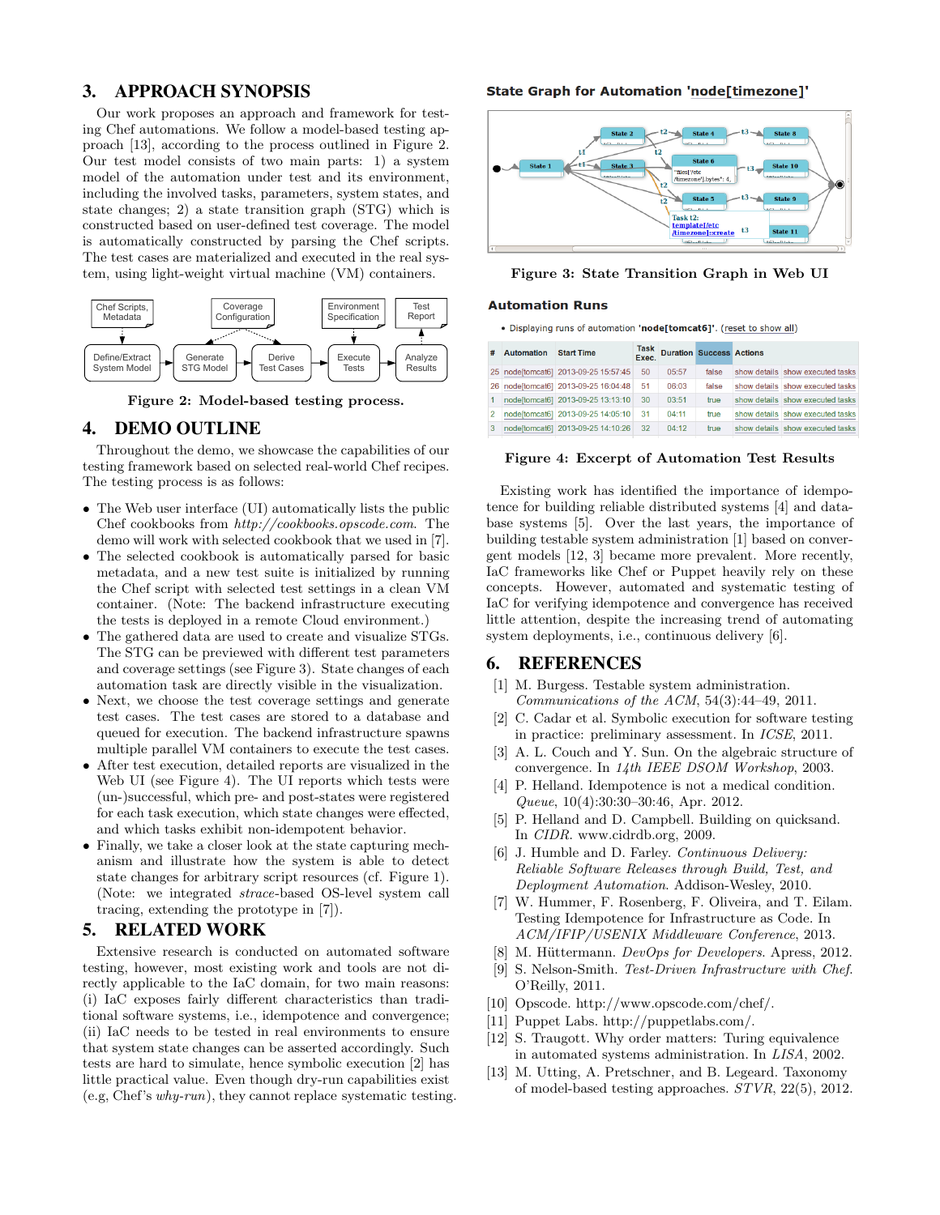## 3. APPROACH SYNOPSIS

Our work proposes an approach and framework for testing Chef automations. We follow a model-based testing approach [13], according to the process outlined in Figure 2. Our test model consists of two main parts: 1) a system model of the automation under test and its environment, including the involved tasks, parameters, system states, and state changes; 2) a state transition graph (STG) which is model of the automation under test and its environment, based on user-defined test coverage. The model is automatically constructed by parsing the Chef scripts. The test cases are materialized and executed in the real system, using light-weight virtual machine (VM) containers.

Chef Scripts, Metadata
Coverage Configuration
Environment Specification
Test Report
Define/Extract System Model
Generate STG Model
Derive Test Cases
Execute Tests
Analyze Results

**Figure 2: Model-based testing process.**

## 4. DEMO OUTLINE

Throughout the demo, we showcase the capabilities of our testing framework based on selected real-world Chef recipes. The testing process is as follows:

- The Web user interface (UI) automatically lists the public Chef cookbooks from *http://cookbooks.opscode.com*. The demo will work with selected cookbook that we used in [7].
- The selected cookbook is automatically parsed for basic metadata, and a new test suite is initialized by running the Chef script with selected test settings in a clean VM container. (Note: The backend infrastructure executing the tests is deployed in a remote Cloud environment.)
- The gathered data are used to create and visualize STGs. The STG can be previewed with different test parameters and coverage settings (see Figure 3). State changes of each automation task are directly visible in the visualization.
- Next, we choose the test coverage settings and generate test cases. The test cases are stored to a database and queued for execution. The backend infrastructure spawns multiple parallel VM containers to execute the test cases.
- After test execution, detailed reports are visualized in the Web UI (see Figure 4). The UI reports which tests were (un-)successful, which pre- and post-states were registered for each task execution, which state changes were effected, and which tasks exhibit non-idempotent behavior.
- Finally, we take a closer look at the state capturing mechanism and illustrate how the system is able to detect state changes for arbitrary script resources (cf. Figure 1). (Note: we integrated *strace*-based OS-level system call tracing, extending the prototype in [7]).

## 5. RELATED WORK

Extensive research is conducted on automated software testing, however, most existing work and tools are not directly applicable to the IaC domain, for two main reasons: (i) IaC exposes fairly different characteristics than traditional software systems, i.e., idempotence and convergence; (ii) IaC needs to be tested in real environments to ensure that system state changes can be asserted accordingly. Such tests are hard to simulate, hence symbolic execution [2] has little practical value. Even though dry-run capabilities exist (e.g, Chef's *why-run*), they cannot replace systematic testing.

**State Graph for Automation 'node[timezone]'**

State 1, State 2, State 3, State 4, State 5, State 6, State 8, State 9, State 10, State 11
t1, t2, t3
"files['/etc/timezone'].bytes": 4,
Task t2: template[/etc/timezone]::create

**Figure 3: State Transition Graph in Web UI**

**Automation Runs**

- Displaying runs of automation **'node[tomcat6]'**. (reset to show all)

| # | Automation | Start Time | Task Exec. | Duration | Success | Actions | |
|---|---|---|---|---|---|---|---|
| 25 | node[tomcat6] | 2013-09-25 15:57:45 | 50 | 05:57 | false | show details | show executed tasks |
| 26 | node[tomcat6] | 2013-09-25 16:04:48 | 51 | 06:03 | false | show details | show executed tasks |
| 1 | node[tomcat6] | 2013-09-25 13:13:10 | 30 | 03:51 | true | show details | show executed tasks |
| 2 | node[tomcat6] | 2013-09-25 14:05:10 | 31 | 04:11 | true | show details | show executed tasks |
| 3 | node[tomcat6] | 2013-09-25 14:10:26 | 32 | 04:12 | true | show details | show executed tasks |

**Figure 4: Excerpt of Automation Test Results**

Existing work has identified the importance of idempotence for building reliable distributed systems [4] and database systems [5]. Over the last years, the importance of building testable system administration [1] based on convergent models [12, 3] became more prevalent. More recently, IaC frameworks like Chef or Puppet heavily rely on these concepts. However, automated and systematic testing of IaC for verifying idempotence and convergence has received little attention, despite the increasing trend of automating system deployments, i.e., continuous delivery [6].

## 6. REFERENCES

[1] M. Burgess. Testable system administration. *Communications of the ACM*, 54(3):44–49, 2011.

[2] C. Cadar et al. Symbolic execution for software testing in practice: preliminary assessment. In *ICSE*, 2011.

[3] A. L. Couch and Y. Sun. On the algebraic structure of convergence. In *14th IEEE DSOM Workshop*, 2003.

[4] P. Helland. Idempotence is not a medical condition. *Queue*, 10(4):30:30–30:46, Apr. 2012.

[5] P. Helland and D. Campbell. Building on quicksand. In *CIDR*. www.cidrdb.org, 2009.

[6] J. Humble and D. Farley. *Continuous Delivery: Reliable Software Releases through Build, Test, and Deployment Automation*. Addison-Wesley, 2010.

[7] W. Hummer, F. Rosenberg, F. Oliveira, and T. Eilam. Testing Idempotence for Infrastructure as Code. In *ACM/IFIP/USENIX Middleware Conference*, 2013.

[8] M. Hüttermann. *DevOps for Developers*. Apress, 2012.

[9] S. Nelson-Smith. *Test-Driven Infrastructure with Chef*. O'Reilly, 2011.

[10] Opscode. http://www.opscode.com/chef/.

[11] Puppet Labs. http://puppetlabs.com/.

[12] S. Traugott. Why order matters: Turing equivalence in automated systems administration. In *LISA*, 2002.

[13] M. Utting, A. Pretschner, and B. Legeard. Taxonomy of model-based testing approaches. *STVR*, 22(5), 2012.